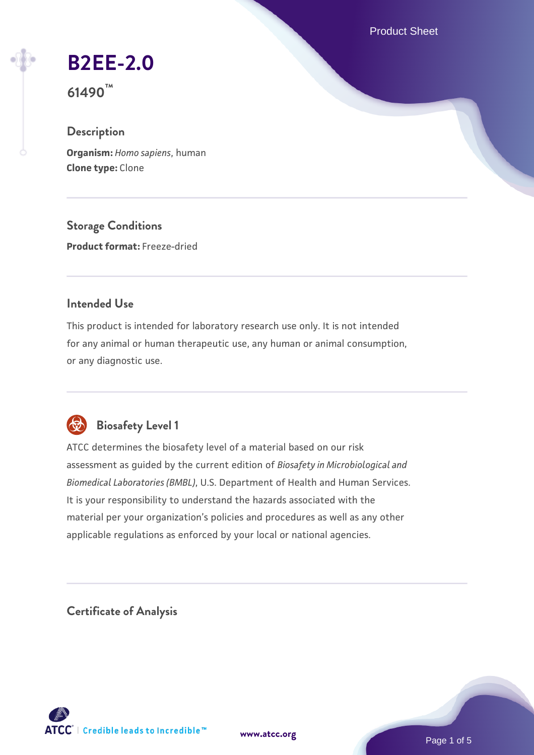# B2EE-2.0

**61490™**

## Description

**Organism:** *Homo sapiens*, human
**Clone type:** Clone

## Storage Conditions

**Product format:** Freeze-dried

## Intended Use

This product is intended for laboratory research use only. It is not intended for any animal or human therapeutic use, any human or animal consumption, or any diagnostic use.

## Biosafety Level 1

ATCC determines the biosafety level of a material based on our risk assessment as guided by the current edition of *Biosafety in Microbiological and Biomedical Laboratories (BMBL)*, U.S. Department of Health and Human Services. It is your responsibility to understand the hazards associated with the material per your organization's policies and procedures as well as any other applicable regulations as enforced by your local or national agencies.

## Certificate of Analysis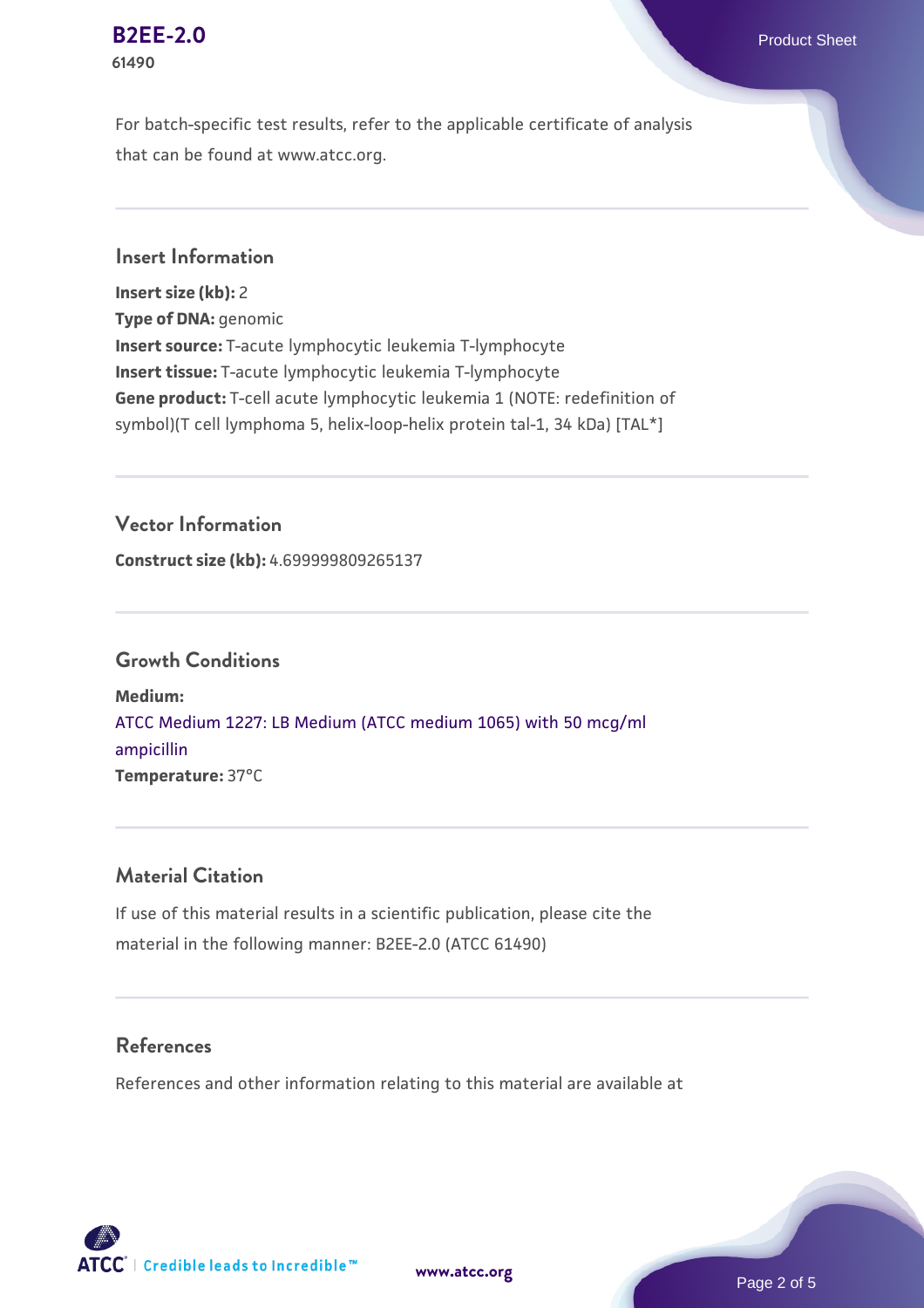For batch-specific test results, refer to the applicable certificate of analysis that can be found at www.atcc.org.

## Insert Information

**Insert size (kb):** 2
**Type of DNA:** genomic
**Insert source:** T-acute lymphocytic leukemia T-lymphocyte
**Insert tissue:** T-acute lymphocytic leukemia T-lymphocyte
**Gene product:** T-cell acute lymphocytic leukemia 1 (NOTE: redefinition of symbol)(T cell lymphoma 5, helix-loop-helix protein tal-1, 34 kDa) [TAL*]

## Vector Information

**Construct size (kb):** 4.699999809265137

## Growth Conditions

**Medium:**
ATCC Medium 1227: LB Medium (ATCC medium 1065) with 50 mcg/ml ampicillin
**Temperature:** 37°C

## Material Citation

If use of this material results in a scientific publication, please cite the material in the following manner: B2EE-2.0 (ATCC 61490)

## References

References and other information relating to this material are available at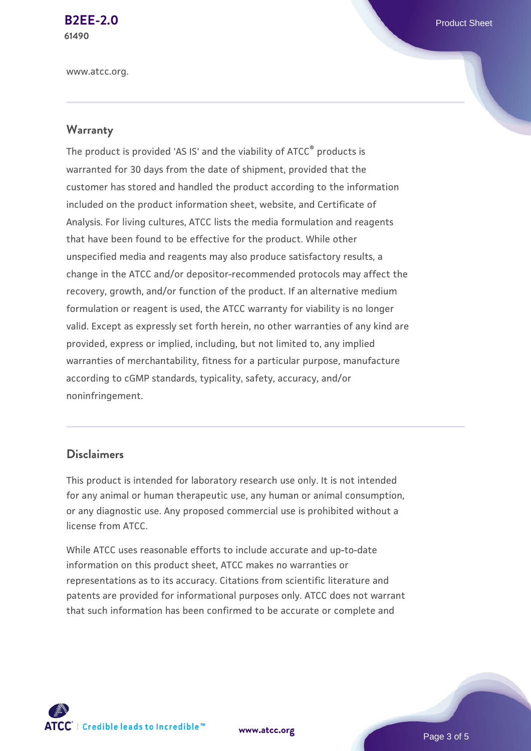www.atcc.org.

## Warranty

The product is provided 'AS IS' and the viability of ATCC® products is warranted for 30 days from the date of shipment, provided that the customer has stored and handled the product according to the information included on the product information sheet, website, and Certificate of Analysis. For living cultures, ATCC lists the media formulation and reagents that have been found to be effective for the product. While other unspecified media and reagents may also produce satisfactory results, a change in the ATCC and/or depositor-recommended protocols may affect the recovery, growth, and/or function of the product. If an alternative medium formulation or reagent is used, the ATCC warranty for viability is no longer valid. Except as expressly set forth herein, no other warranties of any kind are provided, express or implied, including, but not limited to, any implied warranties of merchantability, fitness for a particular purpose, manufacture according to cGMP standards, typicality, safety, accuracy, and/or noninfringement.

## Disclaimers

This product is intended for laboratory research use only. It is not intended for any animal or human therapeutic use, any human or animal consumption, or any diagnostic use. Any proposed commercial use is prohibited without a license from ATCC.

While ATCC uses reasonable efforts to include accurate and up-to-date information on this product sheet, ATCC makes no warranties or representations as to its accuracy. Citations from scientific literature and patents are provided for informational purposes only. ATCC does not warrant that such information has been confirmed to be accurate or complete and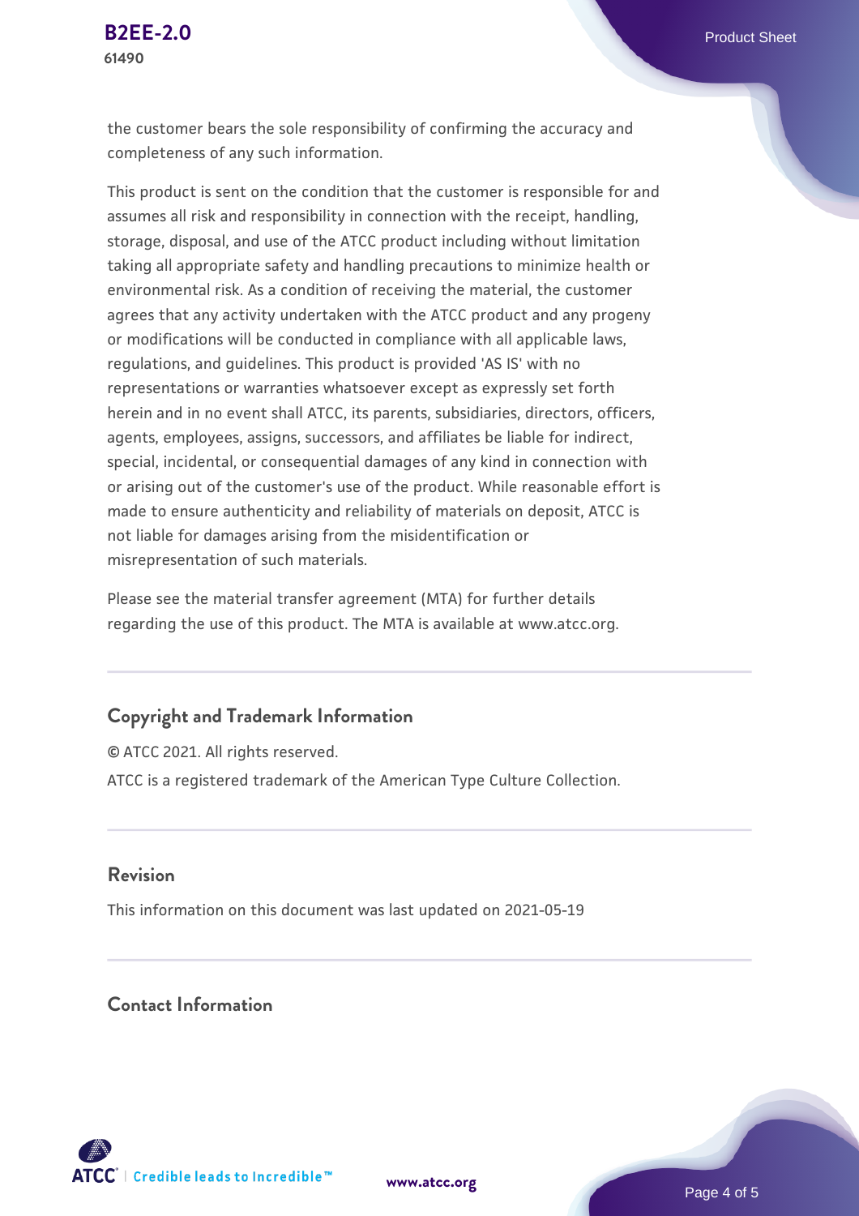the customer bears the sole responsibility of confirming the accuracy and completeness of any such information.

This product is sent on the condition that the customer is responsible for and assumes all risk and responsibility in connection with the receipt, handling, storage, disposal, and use of the ATCC product including without limitation taking all appropriate safety and handling precautions to minimize health or environmental risk. As a condition of receiving the material, the customer agrees that any activity undertaken with the ATCC product and any progeny or modifications will be conducted in compliance with all applicable laws, regulations, and guidelines. This product is provided 'AS IS' with no representations or warranties whatsoever except as expressly set forth herein and in no event shall ATCC, its parents, subsidiaries, directors, officers, agents, employees, assigns, successors, and affiliates be liable for indirect, special, incidental, or consequential damages of any kind in connection with or arising out of the customer's use of the product. While reasonable effort is made to ensure authenticity and reliability of materials on deposit, ATCC is not liable for damages arising from the misidentification or misrepresentation of such materials.

Please see the material transfer agreement (MTA) for further details regarding the use of this product. The MTA is available at www.atcc.org.

## Copyright and Trademark Information

© ATCC 2021. All rights reserved.

ATCC is a registered trademark of the American Type Culture Collection.

## Revision

This information on this document was last updated on 2021-05-19

## Contact Information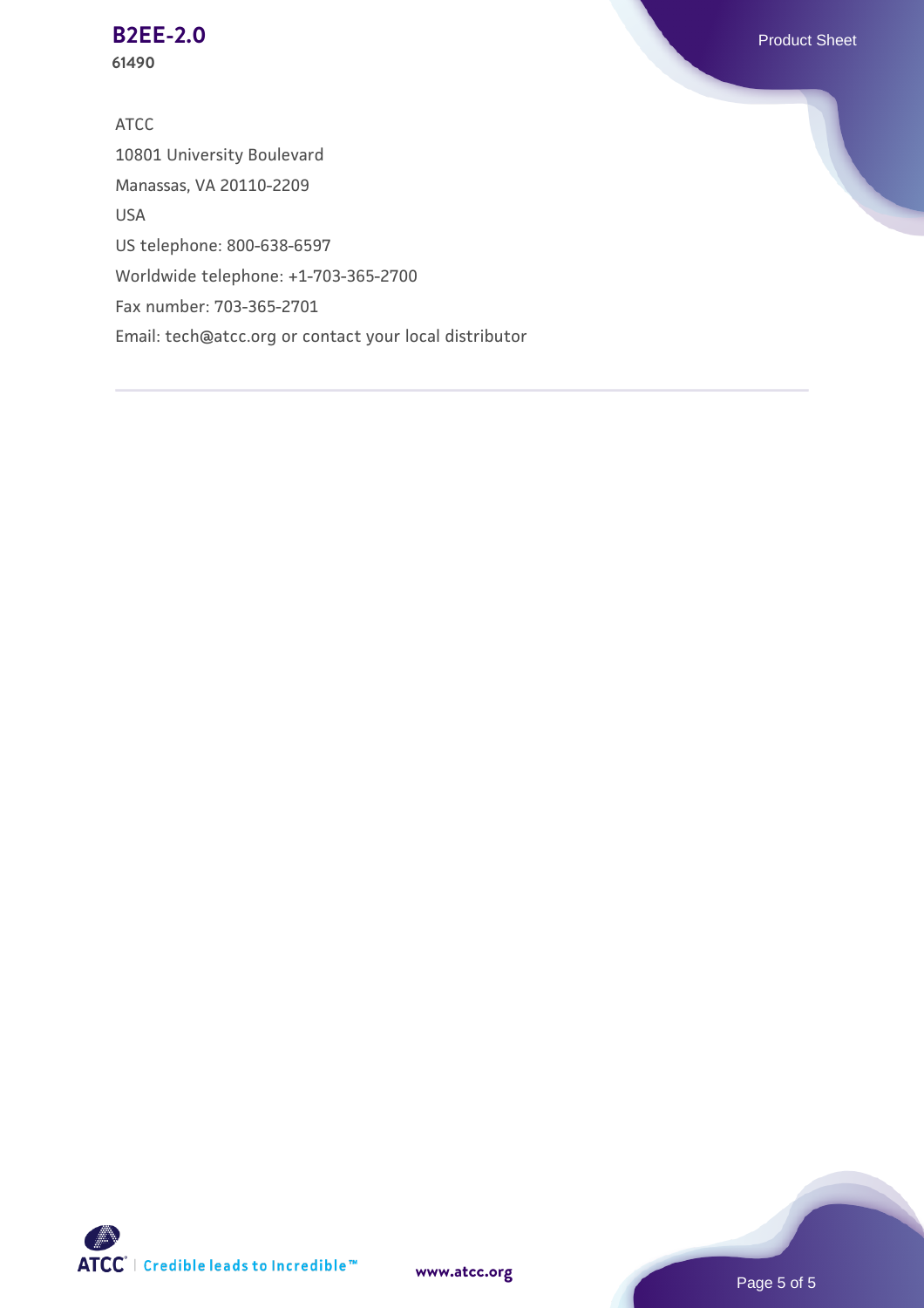ATCC

10801 University Boulevard

Manassas, VA 20110-2209

USA

US telephone: 800-638-6597

Worldwide telephone: +1-703-365-2700

Fax number: 703-365-2701

Email: tech@atcc.org or contact your local distributor